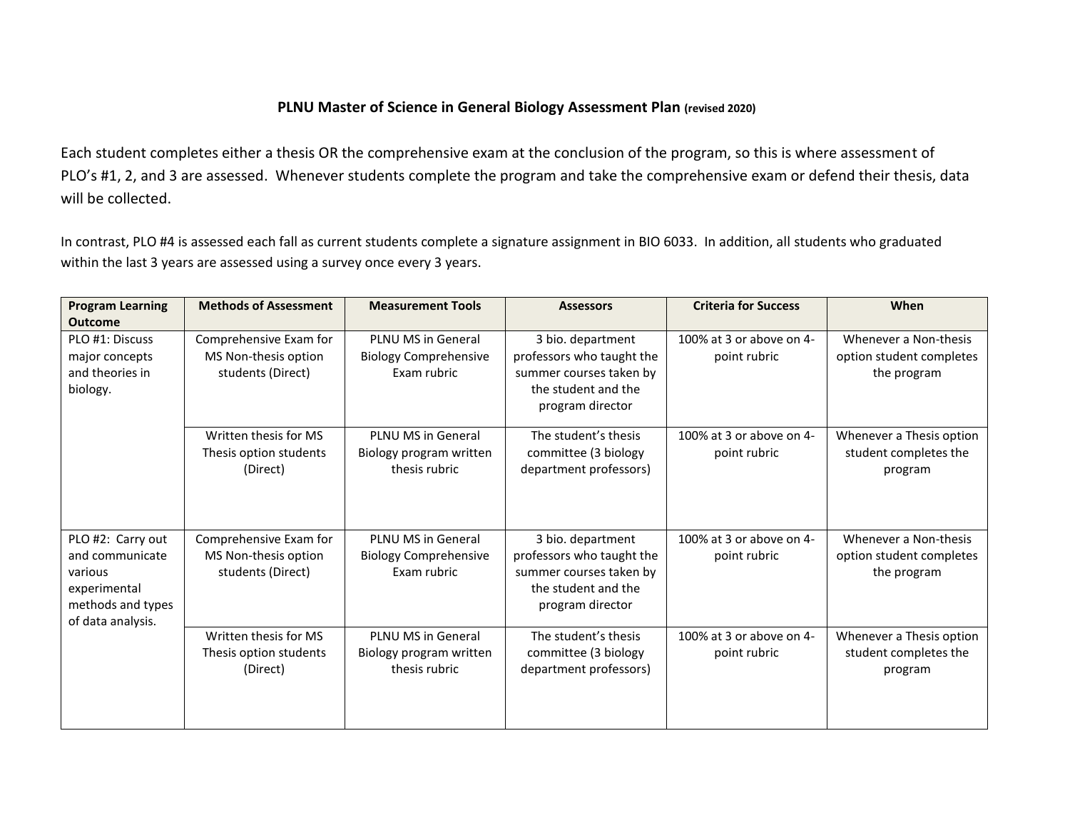**PLNU Master of Science in General Biology Assessment Plan** **(revised 2020)**

Each student completes either a thesis OR the comprehensive exam at the conclusion of the program, so this is where assessment of PLO's #1, 2, and 3 are assessed. Whenever students complete the program and take the comprehensive exam or defend their thesis, data will be collected.

In contrast, PLO #4 is assessed each fall as current students complete a signature assignment in BIO 6033. In addition, all students who graduated within the last 3 years are assessed using a survey once every 3 years.

| Program Learning Outcome | Methods of Assessment | Measurement Tools | Assessors | Criteria for Success | When |
|---|---|---|---|---|---|
| PLO #1: Discuss major concepts and theories in biology. | Comprehensive Exam for MS Non-thesis option students (Direct) | PLNU MS in General Biology Comprehensive Exam rubric | 3 bio. department professors who taught the summer courses taken by the student and the program director | 100% at 3 or above on 4-point rubric | Whenever a Non-thesis option student completes the program |
| | Written thesis for MS Thesis option students (Direct) | PLNU MS in General Biology program written thesis rubric | The student's thesis committee (3 biology department professors) | 100% at 3 or above on 4-point rubric | Whenever a Thesis option student completes the program |
| PLO #2: Carry out and communicate various experimental methods and types of data analysis. | Comprehensive Exam for MS Non-thesis option students (Direct) | PLNU MS in General Biology Comprehensive Exam rubric | 3 bio. department professors who taught the summer courses taken by the student and the program director | 100% at 3 or above on 4-point rubric | Whenever a Non-thesis option student completes the program |
| | Written thesis for MS Thesis option students (Direct) | PLNU MS in General Biology program written thesis rubric | The student's thesis committee (3 biology department professors) | 100% at 3 or above on 4-point rubric | Whenever a Thesis option student completes the program |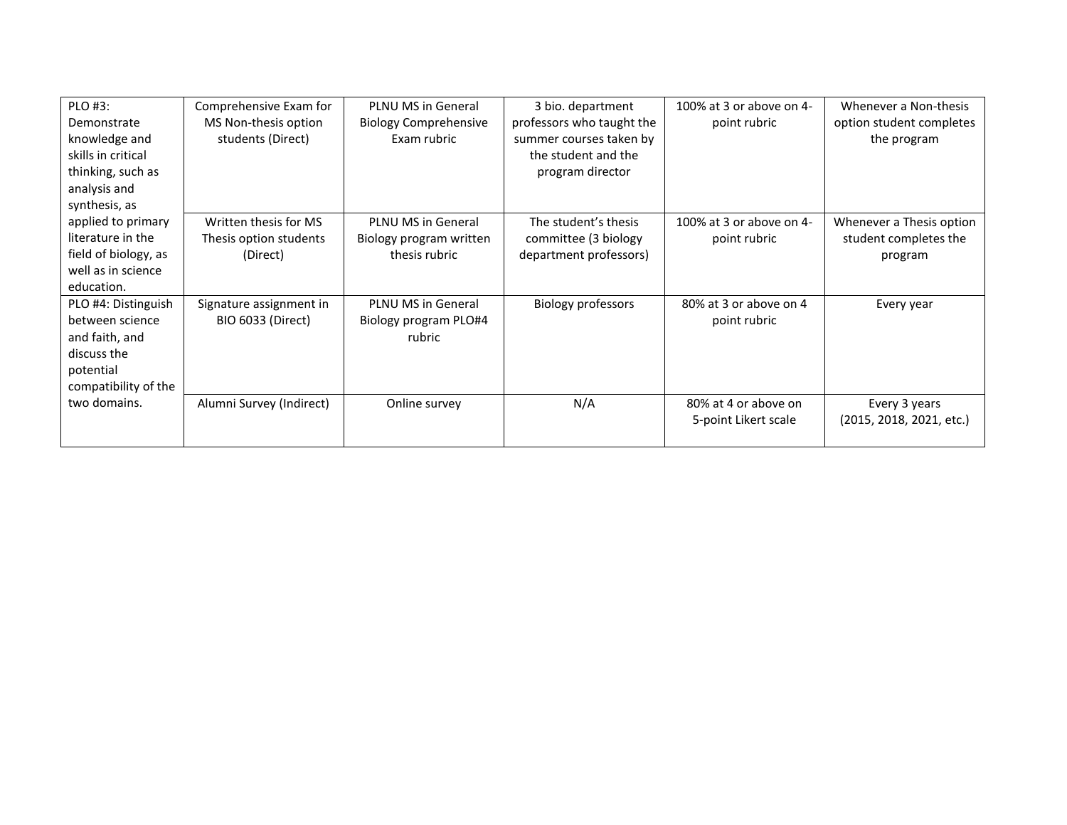| | | | | | |
|---|---|---|---|---|---|
| PLO #3: Demonstrate knowledge and skills in critical thinking, such as analysis and synthesis, as applied to primary literature in the field of biology, as well as in science education. | Comprehensive Exam for MS Non-thesis option students (Direct) | PLNU MS in General Biology Comprehensive Exam rubric | 3 bio. department professors who taught the summer courses taken by the student and the program director | 100% at 3 or above on 4-point rubric | Whenever a Non-thesis option student completes the program |
| | Written thesis for MS Thesis option students (Direct) | PLNU MS in General Biology program written thesis rubric | The student's thesis committee (3 biology department professors) | 100% at 3 or above on 4-point rubric | Whenever a Thesis option student completes the program |
| PLO #4: Distinguish between science and faith, and discuss the potential compatibility of the two domains. | Signature assignment in BIO 6033 (Direct) | PLNU MS in General Biology program PLO#4 rubric | Biology professors | 80% at 3 or above on 4 point rubric | Every year |
| | Alumni Survey (Indirect) | Online survey | N/A | 80% at 4 or above on 5-point Likert scale | Every 3 years (2015, 2018, 2021, etc.) |